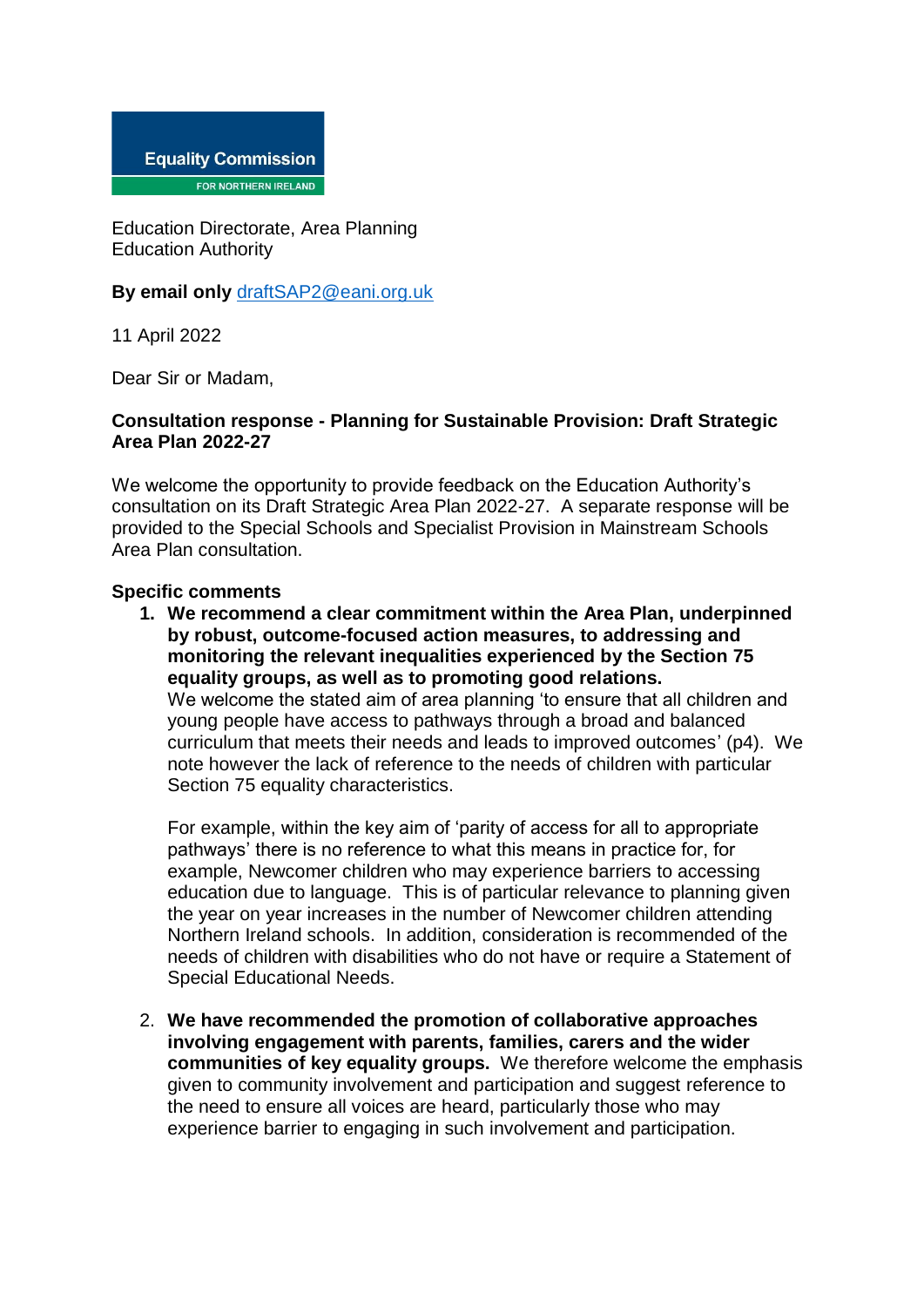Equality Commission

FOR NORTHERN IRELAND

Education Directorate, Area Planning
Education Authority

**By email only** draftSAP2@eani.org.uk

11 April 2022

Dear Sir or Madam,

**Consultation response - Planning for Sustainable Provision: Draft Strategic Area Plan 2022-27**

We welcome the opportunity to provide feedback on the Education Authority's consultation on its Draft Strategic Area Plan 2022-27. A separate response will be provided to the Special Schools and Specialist Provision in Mainstream Schools Area Plan consultation.

**Specific comments**

1. **We recommend a clear commitment within the Area Plan, underpinned by robust, outcome-focused action measures, to addressing and monitoring the relevant inequalities experienced by the Section 75 equality groups, as well as to promoting good relations.**
   We welcome the stated aim of area planning 'to ensure that all children and young people have access to pathways through a broad and balanced curriculum that meets their needs and leads to improved outcomes' (p4). We note however the lack of reference to the needs of children with particular Section 75 equality characteristics.

   For example, within the key aim of 'parity of access for all to appropriate pathways' there is no reference to what this means in practice for, for example, Newcomer children who may experience barriers to accessing education due to language. This is of particular relevance to planning given the year on year increases in the number of Newcomer children attending Northern Ireland schools. In addition, consideration is recommended of the needs of children with disabilities who do not have or require a Statement of Special Educational Needs.

2. **We have recommended the promotion of collaborative approaches involving engagement with parents, families, carers and the wider communities of key equality groups.** We therefore welcome the emphasis given to community involvement and participation and suggest reference to the need to ensure all voices are heard, particularly those who may experience barrier to engaging in such involvement and participation.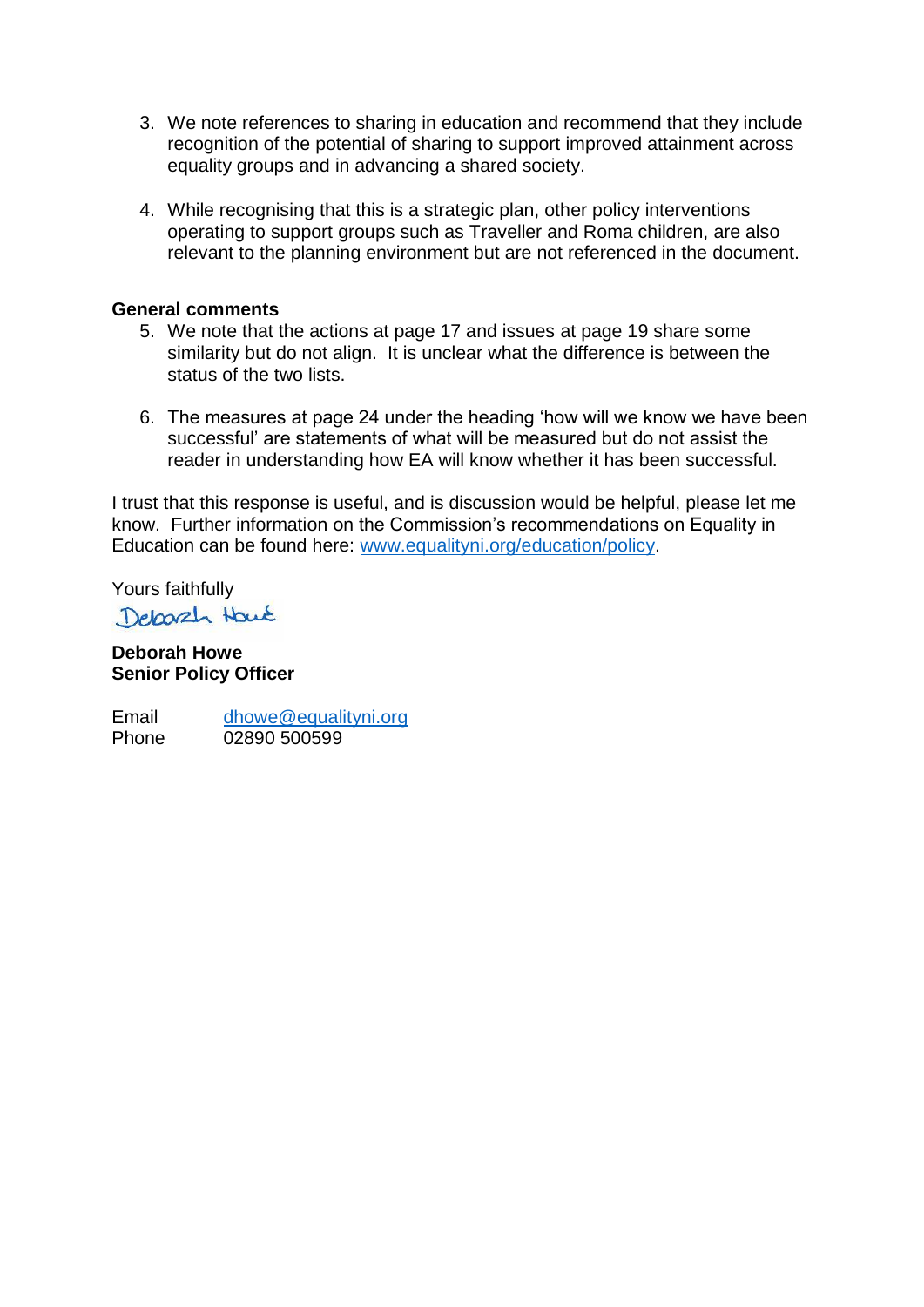3. We note references to sharing in education and recommend that they include recognition of the potential of sharing to support improved attainment across equality groups and in advancing a shared society.

4. While recognising that this is a strategic plan, other policy interventions operating to support groups such as Traveller and Roma children, are also relevant to the planning environment but are not referenced in the document.

**General comments**

5. We note that the actions at page 17 and issues at page 19 share some similarity but do not align. It is unclear what the difference is between the status of the two lists.

6. The measures at page 24 under the heading 'how will we know we have been successful' are statements of what will be measured but do not assist the reader in understanding how EA will know whether it has been successful.

I trust that this response is useful, and is discussion would be helpful, please let me know. Further information on the Commission's recommendations on Equality in Education can be found here: www.equalityni.org/education/policy.

Yours faithfully

Deborah Howe

**Deborah Howe**
**Senior Policy Officer**

Email dhowe@equalityni.org
Phone 02890 500599